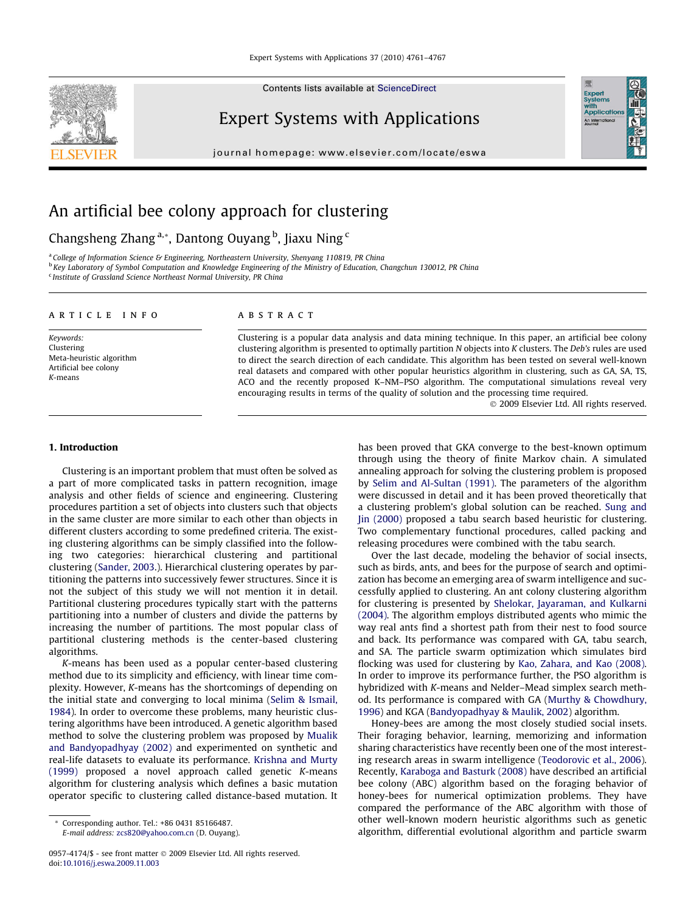# An artificial bee colony approach for clustering

Changsheng Zhang [a,*], Dantong Ouyang [b], Jiaxu Ning [c]

[a] College of Information Science & Engineering, Northeastern University, Shenyang 110819, PR China
[b] Key Laboratory of Symbol Computation and Knowledge Engineering of the Ministry of Education, Changchun 130012, PR China
[c] Institute of Grassland Science Northeast Normal University, PR China

**ARTICLE INFO**

*Keywords:*
Clustering
Meta-heuristic algorithm
Artificial bee colony
*K*-means

**ABSTRACT**

Clustering is a popular data analysis and data mining technique. In this paper, an artificial bee colony clustering algorithm is presented to optimally partition *N* objects into *K* clusters. The *Deb's* rules are used to direct the search direction of each candidate. This algorithm has been tested on several well-known real datasets and compared with other popular heuristics algorithm in clustering, such as GA, SA, TS, ACO and the recently proposed K–NM–PSO algorithm. The computational simulations reveal very encouraging results in terms of the quality of solution and the processing time required.

© 2009 Elsevier Ltd. All rights reserved.

## 1. Introduction

Clustering is an important problem that must often be solved as a part of more complicated tasks in pattern recognition, image analysis and other fields of science and engineering. Clustering procedures partition a set of objects into clusters such that objects in the same cluster are more similar to each other than objects in different clusters according to some predefined criteria. The existing clustering algorithms can be simply classified into the following two categories: hierarchical clustering and partitional clustering (Sander, 2003.). Hierarchical clustering operates by partitioning the patterns into successively fewer structures. Since it is not the subject of this study we will not mention it in detail. Partitional clustering procedures typically start with the patterns partitioning into a number of clusters and divide the patterns by increasing the number of partitions. The most popular class of partitional clustering methods is the center-based clustering algorithms.

*K*-means has been used as a popular center-based clustering method due to its simplicity and efficiency, with linear time complexity. However, *K*-means has the shortcomings of depending on the initial state and converging to local minima (Selim & Ismail, 1984). In order to overcome these problems, many heuristic clustering algorithms have been introduced. A genetic algorithm based method to solve the clustering problem was proposed by Mualik and Bandyopadhyay (2002) and experimented on synthetic and real-life datasets to evaluate its performance. Krishna and Murty (1999) proposed a novel approach called genetic *K*-means algorithm for clustering analysis which defines a basic mutation operator specific to clustering called distance-based mutation. It has been proved that GKA converge to the best-known optimum through using the theory of finite Markov chain. A simulated annealing approach for solving the clustering problem is proposed by Selim and Al-Sultan (1991). The parameters of the algorithm were discussed in detail and it has been proved theoretically that a clustering problem's global solution can be reached. Sung and Jin (2000) proposed a tabu search based heuristic for clustering. Two complementary functional procedures, called packing and releasing procedures were combined with the tabu search.

Over the last decade, modeling the behavior of social insects, such as birds, ants, and bees for the purpose of search and optimization has become an emerging area of swarm intelligence and successfully applied to clustering. An ant colony clustering algorithm for clustering is presented by Shelokar, Jayaraman, and Kulkarni (2004). The algorithm employs distributed agents who mimic the way real ants find a shortest path from their nest to food source and back. Its performance was compared with GA, tabu search, and SA. The particle swarm optimization which simulates bird flocking was used for clustering by Kao, Zahara, and Kao (2008). In order to improve its performance further, the PSO algorithm is hybridized with *K*-means and Nelder–Mead simplex search method. Its performance is compared with GA (Murthy & Chowdhury, 1996) and KGA (Bandyopadhyay & Maulik, 2002) algorithm.

Honey-bees are among the most closely studied social insets. Their foraging behavior, learning, memorizing and information sharing characteristics have recently been one of the most interesting research areas in swarm intelligence (Teodorovic et al., 2006). Recently, Karaboga and Basturk (2008) have described an artificial bee colony (ABC) algorithm based on the foraging behavior of honey-bees for numerical optimization problems. They have compared the performance of the ABC algorithm with those of other well-known modern heuristic algorithms such as genetic algorithm, differential evolutional algorithm and particle swarm

\* Corresponding author. Tel.: +86 0431 85166487.
*E-mail address:* zcs820@yahoo.com.cn (D. Ouyang).

0957-4174/$ - see front matter © 2009 Elsevier Ltd. All rights reserved.
doi:10.1016/j.eswa.2009.11.003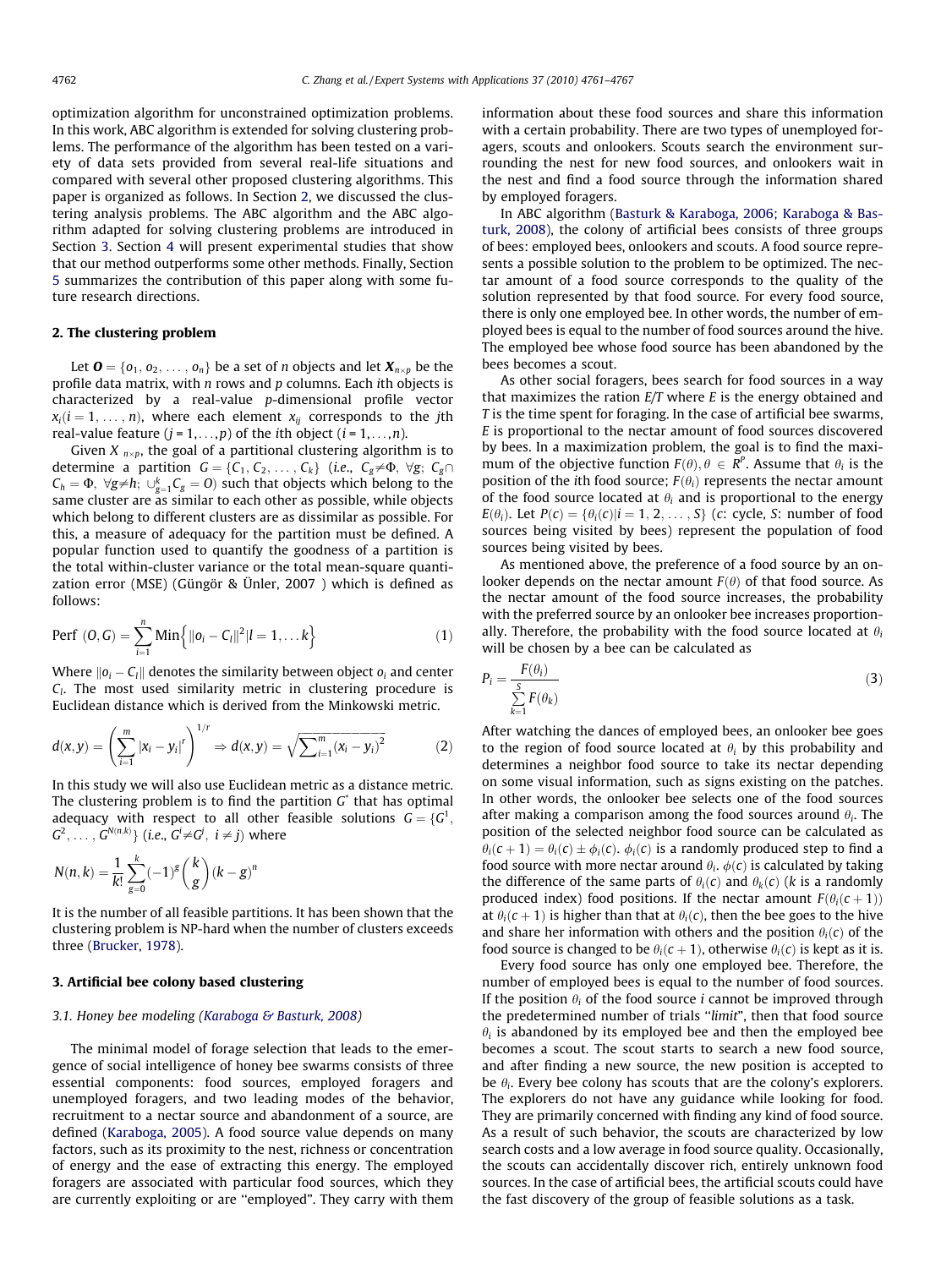optimization algorithm for unconstrained optimization problems. In this work, ABC algorithm is extended for solving clustering problems. The performance of the algorithm has been tested on a variety of data sets provided from several real-life situations and compared with several other proposed clustering algorithms. This paper is organized as follows. In Section 2, we discussed the clustering analysis problems. The ABC algorithm and the ABC algorithm adapted for solving clustering problems are introduced in Section 3. Section 4 will present experimental studies that show that our method outperforms some other methods. Finally, Section 5 summarizes the contribution of this paper along with some future research directions.

## 2. The clustering problem

Let $\boldsymbol{O} = \{o_1, o_2, \ldots, o_n\}$ be a set of $n$ objects and let $\boldsymbol{X}_{n\times p}$ be the profile data matrix, with $n$ rows and $p$ columns. Each $i$th objects is characterized by a real-value $p$-dimensional profile vector $x_i (i = 1, \ldots, n)$, where each element $x_{ij}$ corresponds to the $j$th real-value feature ($j = 1, \ldots, p$) of the $i$th object ($i = 1, \ldots, n$).

Given $X_{n\times p}$, the goal of a partitional clustering algorithm is to determine a partition $G = \{C_1, C_2, \ldots, C_k\}$ (*i.e.*, $C_g \neq \Phi,\ \forall g;\ C_g \cap C_h = \Phi,\ \forall g \neq h;\ \cup_{g=1}^{k} C_g = O$) such that objects which belong to the same cluster are as similar to each other as possible, while objects which belong to different clusters are as dissimilar as possible. For this, a measure of adequacy for the partition must be defined. A popular function used to quantify the goodness of a partition is the total within-cluster variance or the total mean-square quantization error (MSE) (Güngör & Ünler, 2007 ) which is defined as follows:

$$\mathrm{Perf}\ (O, G) = \sum_{i=1}^{n} \mathrm{Min}\left\{\|o_i - C_l\|^2 | l = 1, \ldots k\right\} \tag{1}$$

Where $\|o_i - C_l\|$ denotes the similarity between object $o_i$ and center $C_l$. The most used similarity metric in clustering procedure is Euclidean distance which is derived from the Minkowski metric.

$$d(x, y) = \left(\sum_{i=1}^{m} |x_i - y_i|^r\right)^{1/r} \Rightarrow d(x, y) = \sqrt{\sum_{i=1}^{m} (x_i - y_i)^2} \tag{2}$$

In this study we will also use Euclidean metric as a distance metric. The clustering problem is to find the partition $G^*$ that has optimal adequacy with respect to all other feasible solutions $G = \{G^1, G^2, \ldots, G^{N(n,k)}\}$ (*i.e.*, $G^i \neq G^j,\ i \neq j$) where

$$N(n, k) = \frac{1}{k!} \sum_{g=0}^{k} (-1)^g \binom{k}{g} (k - g)^n$$

It is the number of all feasible partitions. It has been shown that the clustering problem is NP-hard when the number of clusters exceeds three (Brucker, 1978).

## 3. Artificial bee colony based clustering

### 3.1. Honey bee modeling (Karaboga & Basturk, 2008)

The minimal model of forage selection that leads to the emergence of social intelligence of honey bee swarms consists of three essential components: food sources, employed foragers and unemployed foragers, and two leading modes of the behavior, recruitment to a nectar source and abandonment of a source, are defined (Karaboga, 2005). A food source value depends on many factors, such as its proximity to the nest, richness or concentration of energy and the ease of extracting this energy. The employed foragers are associated with particular food sources, which they are currently exploiting or are "employed". They carry with them information about these food sources and share this information with a certain probability. There are two types of unemployed foragers, scouts and onlookers. Scouts search the environment surrounding the nest for new food sources, and onlookers wait in the nest and find a food source through the information shared by employed foragers.

In ABC algorithm (Basturk & Karaboga, 2006; Karaboga & Basturk, 2008), the colony of artificial bees consists of three groups of bees: employed bees, onlookers and scouts. A food source represents a possible solution to the problem to be optimized. The nectar amount of a food source corresponds to the quality of the solution represented by that food source. For every food source, there is only one employed bee. In other words, the number of employed bees is equal to the number of food sources around the hive. The employed bee whose food source has been abandoned by the bees becomes a scout.

As other social foragers, bees search for food sources in a way that maximizes the ration $E/T$ where $E$ is the energy obtained and $T$ is the time spent for foraging. In the case of artificial bee swarms, $E$ is proportional to the nectar amount of food sources discovered by bees. In a maximization problem, the goal is to find the maximum of the objective function $F(\theta), \theta \in R^p$. Assume that $\theta_i$ is the position of the $i$th food source; $F(\theta_i)$ represents the nectar amount of the food source located at $\theta_i$ and is proportional to the energy $E(\theta_i)$. Let $P(c) = \{\theta_i(c) | i = 1, 2, \ldots, S\}$ ($c$: cycle, $S$: number of food sources being visited by bees) represent the population of food sources being visited by bees.

As mentioned above, the preference of a food source by an onlooker depends on the nectar amount $F(\theta)$ of that food source. As the nectar amount of the food source increases, the probability with the preferred source by an onlooker bee increases proportionally. Therefore, the probability with the food source located at $\theta_i$ will be chosen by a bee can be calculated as

$$P_i = \frac{F(\theta_i)}{\sum_{k=1}^{S} F(\theta_k)} \tag{3}$$

After watching the dances of employed bees, an onlooker bee goes to the region of food source located at $\theta_i$ by this probability and determines a neighbor food source to take its nectar depending on some visual information, such as signs existing on the patches. In other words, the onlooker bee selects one of the food sources after making a comparison among the food sources around $\theta_i$. The position of the selected neighbor food source can be calculated as $\theta_i(c+1) = \theta_i(c) \pm \phi_i(c)$. $\phi_i(c)$ is a randomly produced step to find a food source with more nectar around $\theta_i$. $\phi(c)$ is calculated by taking the difference of the same parts of $\theta_i(c)$ and $\theta_k(c)$ ($k$ is a randomly produced index) food positions. If the nectar amount $F(\theta_i(c+1))$ at $\theta_i(c+1)$ is higher than that at $\theta_i(c)$, then the bee goes to the hive and share her information with others and the position $\theta_i(c)$ of the food source is changed to be $\theta_i(c+1)$, otherwise $\theta_i(c)$ is kept as it is.

Every food source has only one employed bee. Therefore, the number of employed bees is equal to the number of food sources. If the position $\theta_i$ of the food source $i$ cannot be improved through the predetermined number of trials "*limit*", then that food source $\theta_i$ is abandoned by its employed bee and then the employed bee becomes a scout. The scout starts to search a new food source, and after finding a new source, the new position is accepted to be $\theta_i$. Every bee colony has scouts that are the colony's explorers. The explorers do not have any guidance while looking for food. They are primarily concerned with finding any kind of food source. As a result of such behavior, the scouts are characterized by low search costs and a low average in food source quality. Occasionally, the scouts can accidentally discover rich, entirely unknown food sources. In the case of artificial bees, the artificial scouts could have the fast discovery of the group of feasible solutions as a task.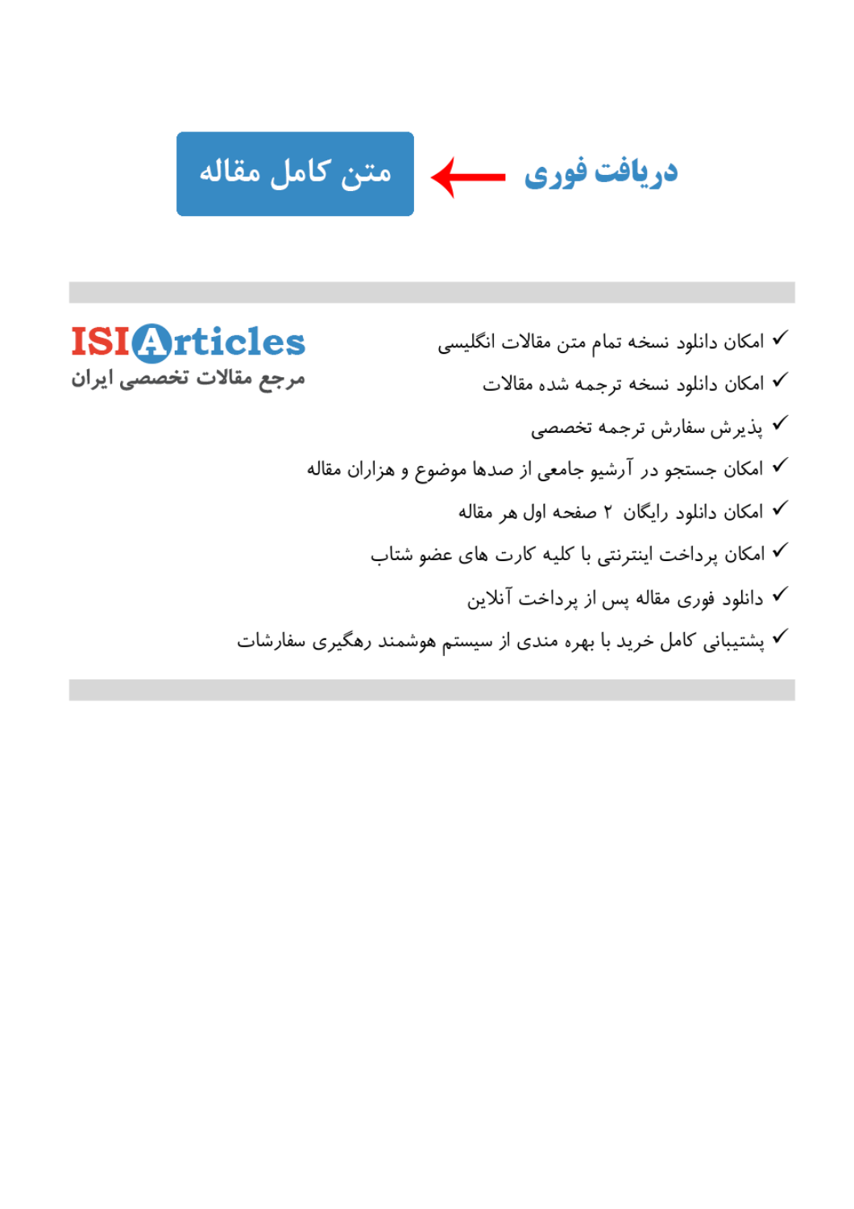دریافت فوری ← متن کامل مقاله

ISIArticles
مرجع مقالات تخصصی ایران

- ✓ امکان دانلود نسخه تمام متن مقالات انگلیسی
- ✓ امکان دانلود نسخه ترجمه شده مقالات
- ✓ پذیرش سفارش ترجمه تخصصی
- ✓ امکان جستجو در آرشیو جامعی از صدها موضوع و هزاران مقاله
- ✓ امکان دانلود رایگان ۲ صفحه اول هر مقاله
- ✓ امکان پرداخت اینترنتی با کلیه کارت های عضو شتاب
- ✓ دانلود فوری مقاله پس از پرداخت آنلاین
- ✓ پشتیبانی کامل خرید با بهره مندی از سیستم هوشمند رهگیری سفارشات